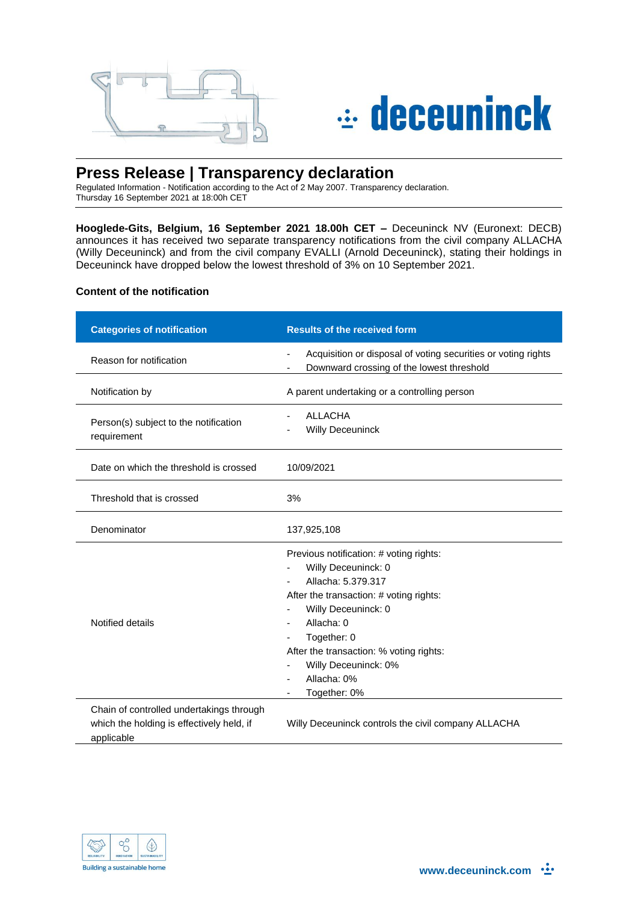# Press Release | Transparency declaration

Regulated Information - Notification according to the Act of 2 May 2007. Transparency declaration.
Thursday 16 September 2021 at 18:00h CET

**Hooglede-Gits, Belgium, 16 September 2021 18.00h CET –** Deceuninck NV (Euronext: DECB) announces it has received two separate transparency notifications from the civil company ALLACHA (Willy Deceuninck) and from the civil company EVALLI (Arnold Deceuninck), stating their holdings in Deceuninck have dropped below the lowest threshold of 3% on 10 September 2021.

### Content of the notification

| Categories of notification | Results of the received form |
| --- | --- |
| Reason for notification | - Acquisition or disposal of voting securities or voting rights<br>- Downward crossing of the lowest threshold |
| Notification by | A parent undertaking or a controlling person |
| Person(s) subject to the notification requirement | - ALLACHA<br>- Willy Deceuninck |
| Date on which the threshold is crossed | 10/09/2021 |
| Threshold that is crossed | 3% |
| Denominator | 137,925,108 |
| Notified details | Previous notification: # voting rights:<br>- Willy Deceuninck: 0<br>- Allacha: 5.379.317<br>After the transaction: # voting rights:<br>- Willy Deceuninck: 0<br>- Allacha: 0<br>- Together: 0<br>After the transaction: % voting rights:<br>- Willy Deceuninck: 0%<br>- Allacha: 0%<br>- Together: 0% |
| Chain of controlled undertakings through which the holding is effectively held, if applicable | Willy Deceuninck controls the civil company ALLACHA |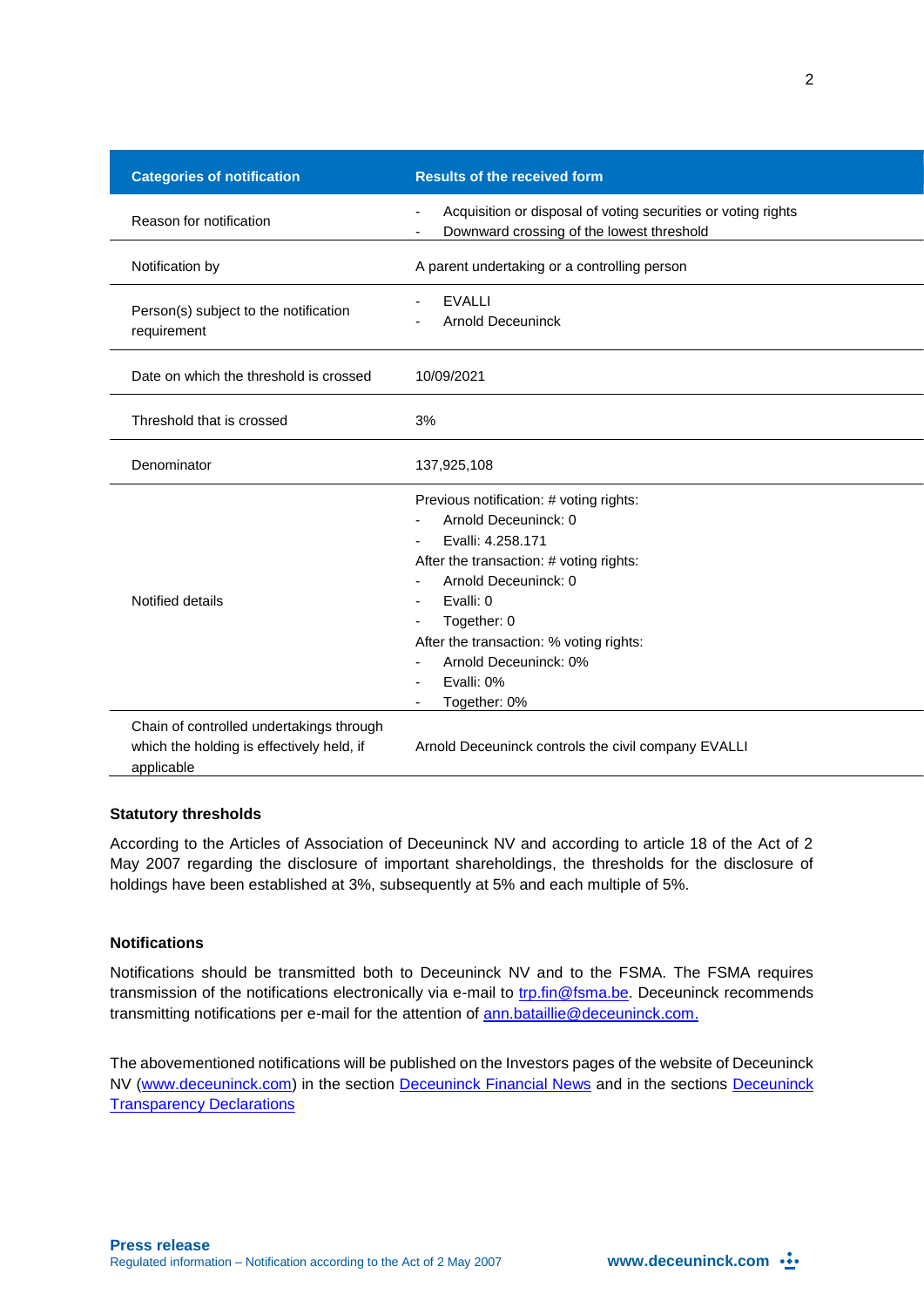| Categories of notification | Results of the received form |
|---|---|
| Reason for notification | - Acquisition or disposal of voting securities or voting rights<br>- Downward crossing of the lowest threshold |
| Notification by | A parent undertaking or a controlling person |
| Person(s) subject to the notification requirement | - EVALLI<br>- Arnold Deceuninck |
| Date on which the threshold is crossed | 10/09/2021 |
| Threshold that is crossed | 3% |
| Denominator | 137,925,108 |
| Notified details | Previous notification: # voting rights:<br>- Arnold Deceuninck: 0<br>- Evalli: 4.258.171<br>After the transaction: # voting rights:<br>- Arnold Deceuninck: 0<br>- Evalli: 0<br>- Together: 0<br>After the transaction: % voting rights:<br>- Arnold Deceuninck: 0%<br>- Evalli: 0%<br>- Together: 0% |
| Chain of controlled undertakings through which the holding is effectively held, if applicable | Arnold Deceuninck controls the civil company EVALLI |

**Statutory thresholds**

According to the Articles of Association of Deceuninck NV and according to article 18 of the Act of 2 May 2007 regarding the disclosure of important shareholdings, the thresholds for the disclosure of holdings have been established at 3%, subsequently at 5% and each multiple of 5%.

**Notifications**

Notifications should be transmitted both to Deceuninck NV and to the FSMA. The FSMA requires transmission of the notifications electronically via e-mail to trp.fin@fsma.be. Deceuninck recommends transmitting notifications per e-mail for the attention of ann.bataillie@deceuninck.com.

The abovementioned notifications will be published on the Investors pages of the website of Deceuninck NV (www.deceuninck.com) in the section Deceuninck Financial News and in the sections Deceuninck Transparency Declarations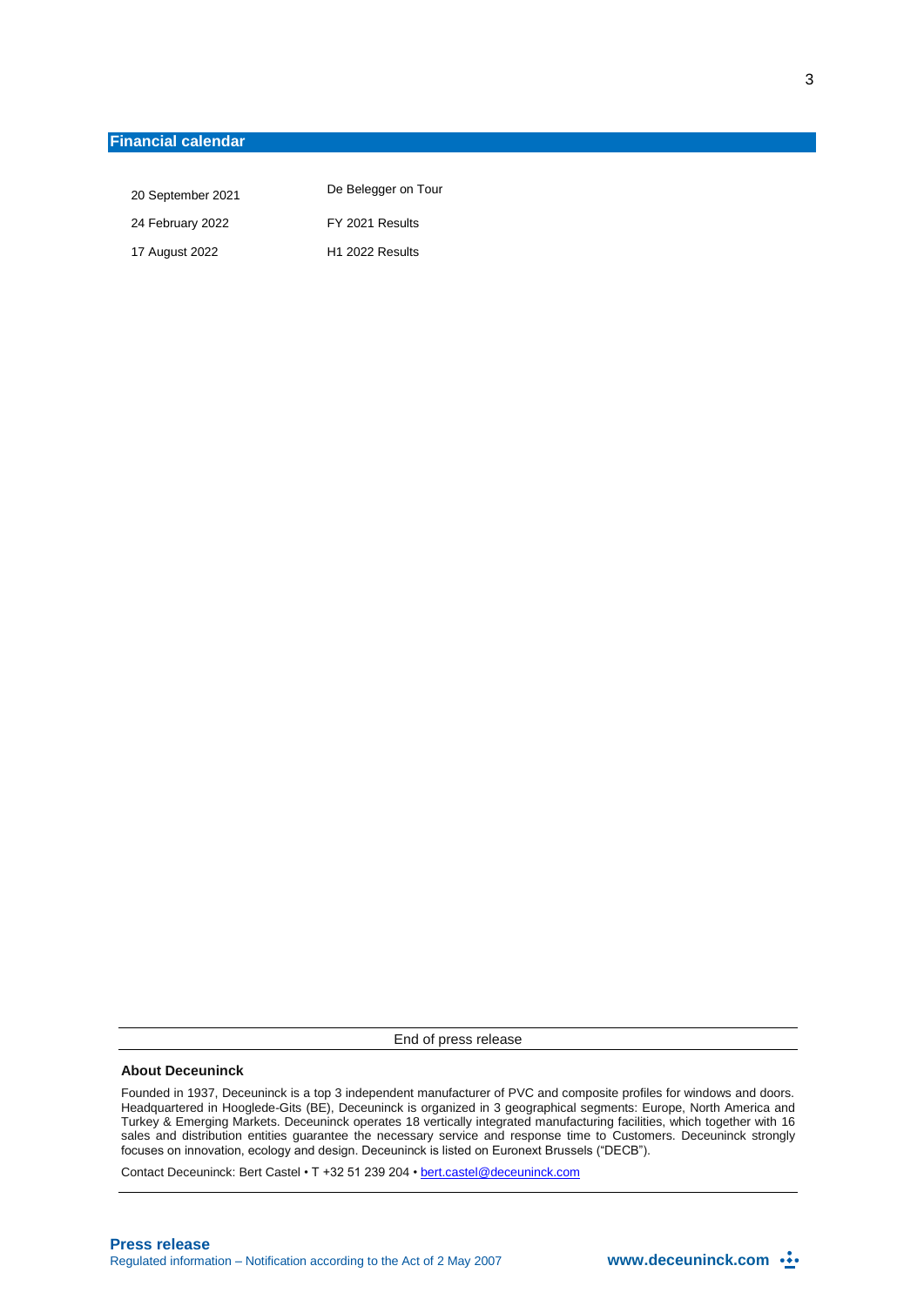## Financial calendar

| | |
|---|---|
| 20 September 2021 | De Belegger on Tour |
| 24 February 2022 | FY 2021 Results |
| 17 August 2022 | H1 2022 Results |

End of press release

**About Deceuninck**

Founded in 1937, Deceuninck is a top 3 independent manufacturer of PVC and composite profiles for windows and doors. Headquartered in Hooglede-Gits (BE), Deceuninck is organized in 3 geographical segments: Europe, North America and Turkey & Emerging Markets. Deceuninck operates 18 vertically integrated manufacturing facilities, which together with 16 sales and distribution entities guarantee the necessary service and response time to Customers. Deceuninck strongly focuses on innovation, ecology and design. Deceuninck is listed on Euronext Brussels ("DECB").

Contact Deceuninck: Bert Castel • T +32 51 239 204 • bert.castel@deceuninck.com

**Press release**
Regulated information – Notification according to the Act of 2 May 2007

**www.deceuninck.com**